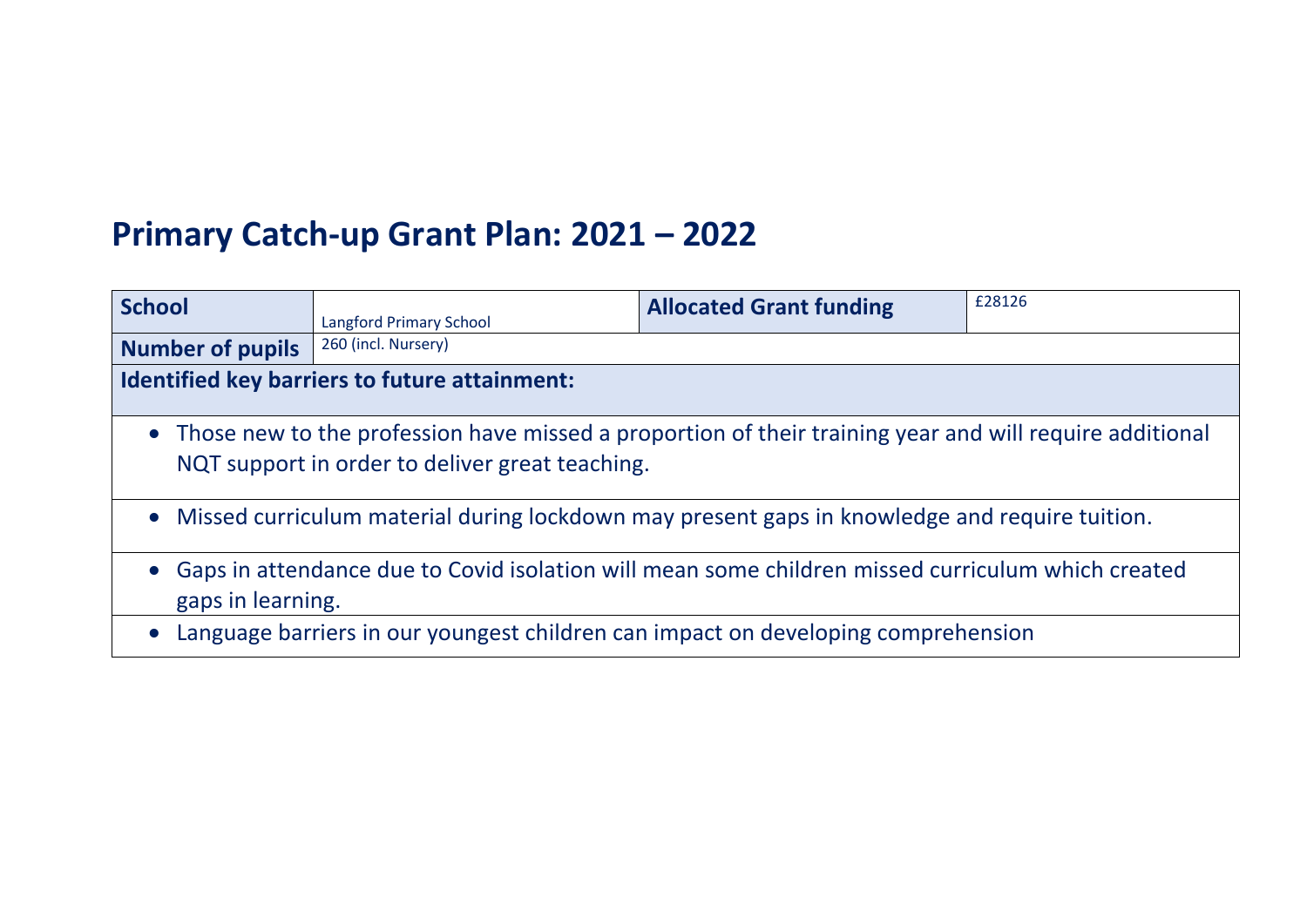# Primary Catch-up Grant Plan: 2021 – 2022

| **School** | Langford Primary School | **Allocated Grant funding** | £28126 |
|---|---|---|---|
| **Number of pupils** | 260 (incl. Nursery) | | |
| **Identified key barriers to future attainment:** | | | |

- Those new to the profession have missed a proportion of their training year and will require additional NQT support in order to deliver great teaching.
- Missed curriculum material during lockdown may present gaps in knowledge and require tuition.
- Gaps in attendance due to Covid isolation will mean some children missed curriculum which created gaps in learning.
- Language barriers in our youngest children can impact on developing comprehension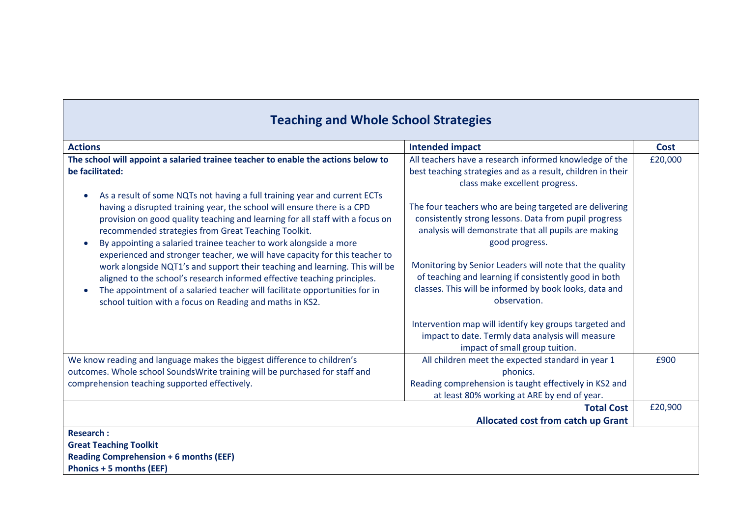## Teaching and Whole School Strategies

| Actions | Intended impact | Cost |
|---|---|---|
| **The school will appoint a salaried trainee teacher to enable the actions below to be facilitated:**<br><br>• As a result of some NQTs not having a full training year and current ECTs having a disrupted training year, the school will ensure there is a CPD provision on good quality teaching and learning for all staff with a focus on recommended strategies from Great Teaching Toolkit.<br>• By appointing a salaried trainee teacher to work alongside a more experienced and stronger teacher, we will have capacity for this teacher to work alongside NQT1's and support their teaching and learning. This will be aligned to the school's research informed effective teaching principles.<br>• The appointment of a salaried teacher will facilitate opportunities for in school tuition with a focus on Reading and maths in KS2. | All teachers have a research informed knowledge of the best teaching strategies and as a result, children in their class make excellent progress.<br><br>The four teachers who are being targeted are delivering consistently strong lessons. Data from pupil progress analysis will demonstrate that all pupils are making good progress.<br><br>Monitoring by Senior Leaders will note that the quality of teaching and learning if consistently good in both classes. This will be informed by book looks, data and observation.<br><br>Intervention map will identify key groups targeted and impact to date. Termly data analysis will measure impact of small group tuition. | £20,000 |
| We know reading and language makes the biggest difference to children's outcomes. Whole school SoundsWrite training will be purchased for staff and comprehension teaching supported effectively. | All children meet the expected standard in year 1 phonics.<br>Reading comprehension is taught effectively in KS2 and at least 80% working at ARE by end of year. | £900 |
| | **Total Cost**<br>**Allocated cost from catch up Grant** | £20,900 |

**Research :**
**Great Teaching Toolkit**
**Reading Comprehension + 6 months (EEF)**
**Phonics + 5 months (EEF)**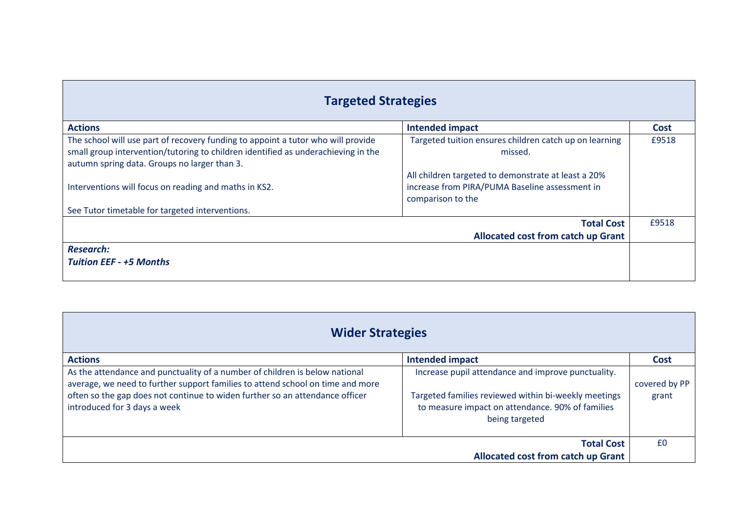## Targeted Strategies

| Actions | Intended impact | Cost |
|---|---|---|
| The school will use part of recovery funding to appoint a tutor who will provide small group intervention/tutoring to children identified as underachieving in the autumn spring data. Groups no larger than 3.<br><br>Interventions will focus on reading and maths in KS2.<br><br>See Tutor timetable for targeted interventions. | Targeted tuition ensures children catch up on learning missed.<br><br>All children targeted to demonstrate at least a 20% increase from PIRA/PUMA Baseline assessment in comparison to the | £9518 |
| | **Total Cost**<br>**Allocated cost from catch up Grant** | £9518 |
| ***Research:***<br>***Tuition EEF - +5 Months*** | | |

## Wider Strategies

| Actions | Intended impact | Cost |
|---|---|---|
| As the attendance and punctuality of a number of children is below national average, we need to further support families to attend school on time and more often so the gap does not continue to widen further so an attendance officer introduced for 3 days a week | Increase pupil attendance and improve punctuality.<br><br>Targeted families reviewed within bi-weekly meetings to measure impact on attendance. 90% of families being targeted | covered by PP grant |
| | **Total Cost**<br>**Allocated cost from catch up Grant** | £0 |